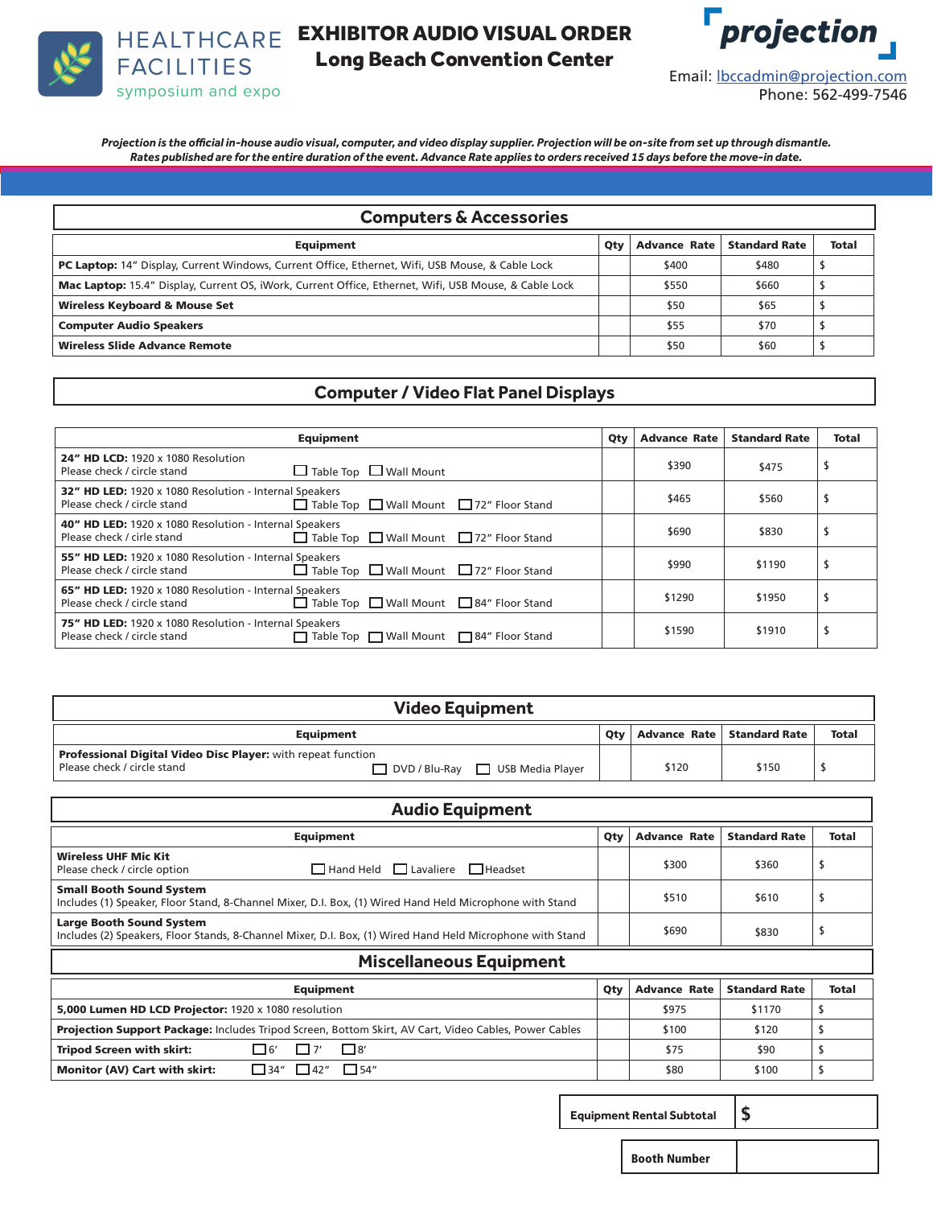HEALTHCARE FACILITIES symposium and expo

# EXHIBITOR AUDIO VISUAL ORDER
## Long Beach Convention Center

projection

Email: lbccadmin@projection.com
Phone: 562-499-7546

***Projection is the official in-house audio visual, computer, and video display supplier. Projection will be on-site from set up through dismantle. Rates published are for the entire duration of the event. Advance Rate applies to orders received 15 days before the move-in date.***

## Computers & Accessories

| Equipment | Qty | Advance Rate | Standard Rate | Total |
|---|---|---|---|---|
| **PC Laptop:** 14" Display, Current Windows, Current Office, Ethernet, Wifi, USB Mouse, & Cable Lock | | $400 | $480 | $ |
| **Mac Laptop:** 15.4" Display, Current OS, iWork, Current Office, Ethernet, Wifi, USB Mouse, & Cable Lock | | $550 | $660 | $ |
| **Wireless Keyboard & Mouse Set** | | $50 | $65 | $ |
| **Computer Audio Speakers** | | $55 | $70 | $ |
| **Wireless Slide Advance Remote** | | $50 | $60 | $ |

## Computer / Video Flat Panel Displays

| Equipment | Qty | Advance Rate | Standard Rate | Total |
|---|---|---|---|---|
| **24" HD LCD:** 1920 x 1080 Resolution<br>Please check / circle stand ☐ Table Top ☐ Wall Mount | | $390 | $475 | $ |
| **32" HD LED:** 1920 x 1080 Resolution - Internal Speakers<br>Please check / circle stand ☐ Table Top ☐ Wall Mount ☐ 72" Floor Stand | | $465 | $560 | $ |
| **40" HD LED:** 1920 x 1080 Resolution - Internal Speakers<br>Please check / cirle stand ☐ Table Top ☐ Wall Mount ☐ 72" Floor Stand | | $690 | $830 | $ |
| **55" HD LED:** 1920 x 1080 Resolution - Internal Speakers<br>Please check / circle stand ☐ Table Top ☐ Wall Mount ☐ 72" Floor Stand | | $990 | $1190 | $ |
| **65" HD LED:** 1920 x 1080 Resolution - Internal Speakers<br>Please check / circle stand ☐ Table Top ☐ Wall Mount ☐ 84" Floor Stand | | $1290 | $1950 | $ |
| **75" HD LED:** 1920 x 1080 Resolution - Internal Speakers<br>Please check / circle stand ☐ Table Top ☐ Wall Mount ☐ 84" Floor Stand | | $1590 | $1910 | $ |

## Video Equipment

| Equipment | Qty | Advance Rate | Standard Rate | Total |
|---|---|---|---|---|
| **Professional Digital Video Disc Player:** with repeat function<br>Please check / circle stand ☐ DVD / Blu-Ray ☐ USB Media Player | | $120 | $150 | $ |

## Audio Equipment

| Equipment | Qty | Advance Rate | Standard Rate | Total |
|---|---|---|---|---|
| **Wireless UHF Mic Kit**<br>Please check / circle option ☐ Hand Held ☐ Lavaliere ☐ Headset | | $300 | $360 | $ |
| **Small Booth Sound System**<br>Includes (1) Speaker, Floor Stand, 8-Channel Mixer, D.I. Box, (1) Wired Hand Held Microphone with Stand | | $510 | $610 | $ |
| **Large Booth Sound System**<br>Includes (2) Speakers, Floor Stands, 8-Channel Mixer, D.I. Box, (1) Wired Hand Held Microphone with Stand | | $690 | $830 | $ |

## Miscellaneous Equipment

| Equipment | Qty | Advance Rate | Standard Rate | Total |
|---|---|---|---|---|
| **5,000 Lumen HD LCD Projector:** 1920 x 1080 resolution | | $975 | $1170 | $ |
| **Projection Support Package:** Includes Tripod Screen, Bottom Skirt, AV Cart, Video Cables, Power Cables | | $100 | $120 | $ |
| **Tripod Screen with skirt:** ☐ 6' ☐ 7' ☐ 8' | | $75 | $90 | $ |
| **Monitor (AV) Cart with skirt:** ☐ 34" ☐ 42" ☐ 54" | | $80 | $100 | $ |

| **Equipment Rental Subtotal** | $ |
|---|---|

| **Booth Number** | |
|---|---|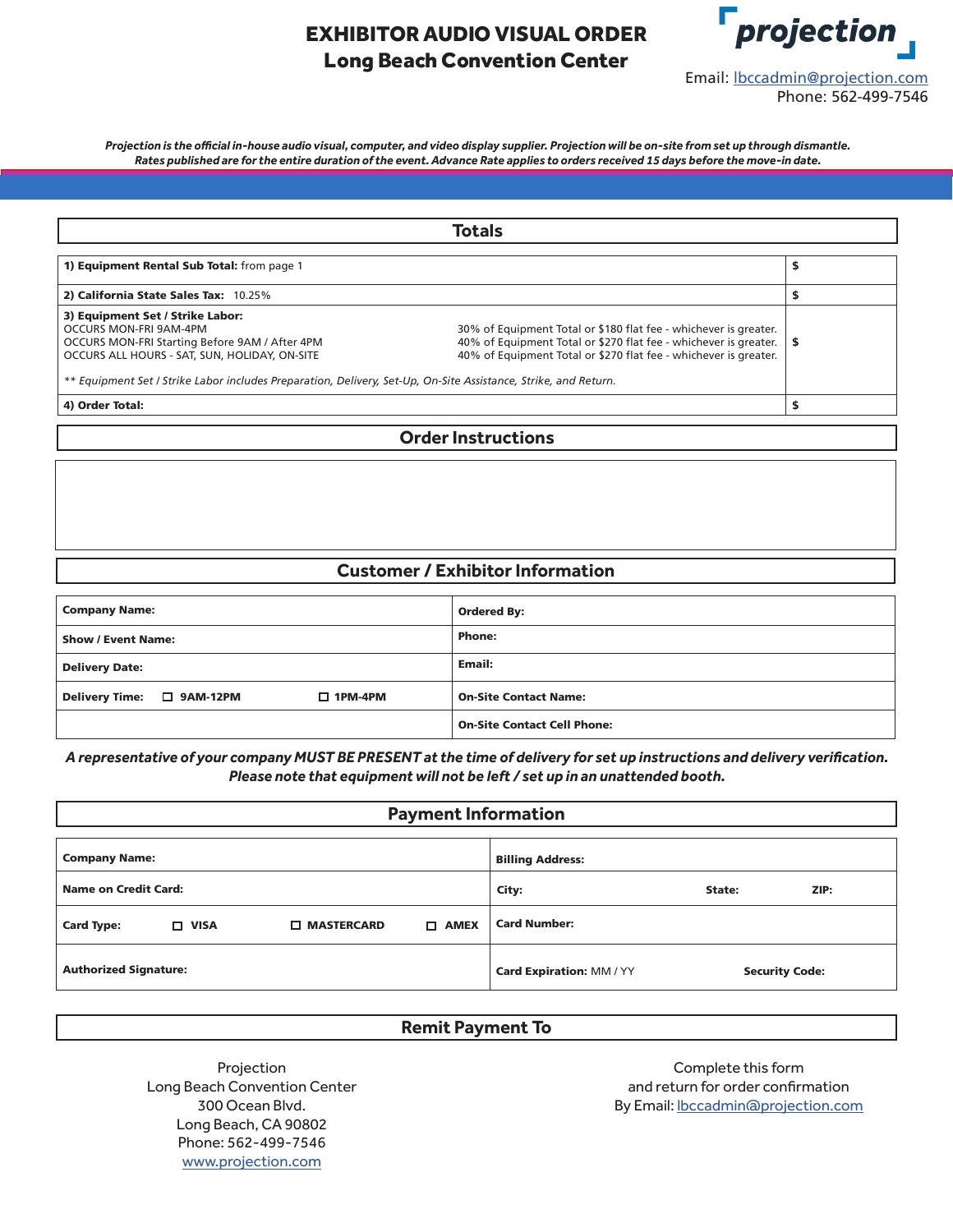# EXHIBITOR AUDIO VISUAL ORDER
## Long Beach Convention Center

projection

Email: lbccadmin@projection.com
Phone: 562-499-7546

***Projection is the official in-house audio visual, computer, and video display supplier. Projection will be on-site from set up through dismantle. Rates published are for the entire duration of the event. Advance Rate applies to orders received 15 days before the move-in date.***

## Totals

| | |
|---|---|
| **1) Equipment Rental Sub Total:** from page 1 | **$** |
| **2) California State Sales Tax:** 10.25% | **$** |
| **3) Equipment Set / Strike Labor:**<br>OCCURS MON-FRI 9AM-4PM — 30% of Equipment Total or $180 flat fee - whichever is greater.<br>OCCURS MON-FRI Starting Before 9AM / After 4PM — 40% of Equipment Total or $270 flat fee - whichever is greater.<br>OCCURS ALL HOURS - SAT, SUN, HOLIDAY, ON-SITE — 40% of Equipment Total or $270 flat fee - whichever is greater.<br>*** Equipment Set / Strike Labor includes Preparation, Delivery, Set-Up, On-Site Assistance, Strike, and Return.* | **$** |
| **4) Order Total:** | **$** |

## Order Instructions

## Customer / Exhibitor Information

| | |
|---|---|
| **Company Name:** | **Ordered By:** |
| **Show / Event Name:** | **Phone:** |
| **Delivery Date:** | **Email:** |
| **Delivery Time:** ☐ **9AM-12PM** ☐ **1PM-4PM** | **On-Site Contact Name:** |
| | **On-Site Contact Cell Phone:** |

***A representative of your company MUST BE PRESENT at the time of delivery for set up instructions and delivery verification. Please note that equipment will not be left / set up in an unattended booth.***

## Payment Information

| | |
|---|---|
| **Company Name:** | **Billing Address:** |
| **Name on Credit Card:** | **City:** **State:** **ZIP:** |
| **Card Type:** ☐ **VISA** ☐ **MASTERCARD** ☐ **AMEX** | **Card Number:** |
| **Authorized Signature:** | **Card Expiration:** MM / YY **Security Code:** |

## Remit Payment To

Projection
Long Beach Convention Center
300 Ocean Blvd.
Long Beach, CA 90802
Phone: 562-499-7546
www.projection.com

Complete this form
and return for order confirmation
By Email: lbccadmin@projection.com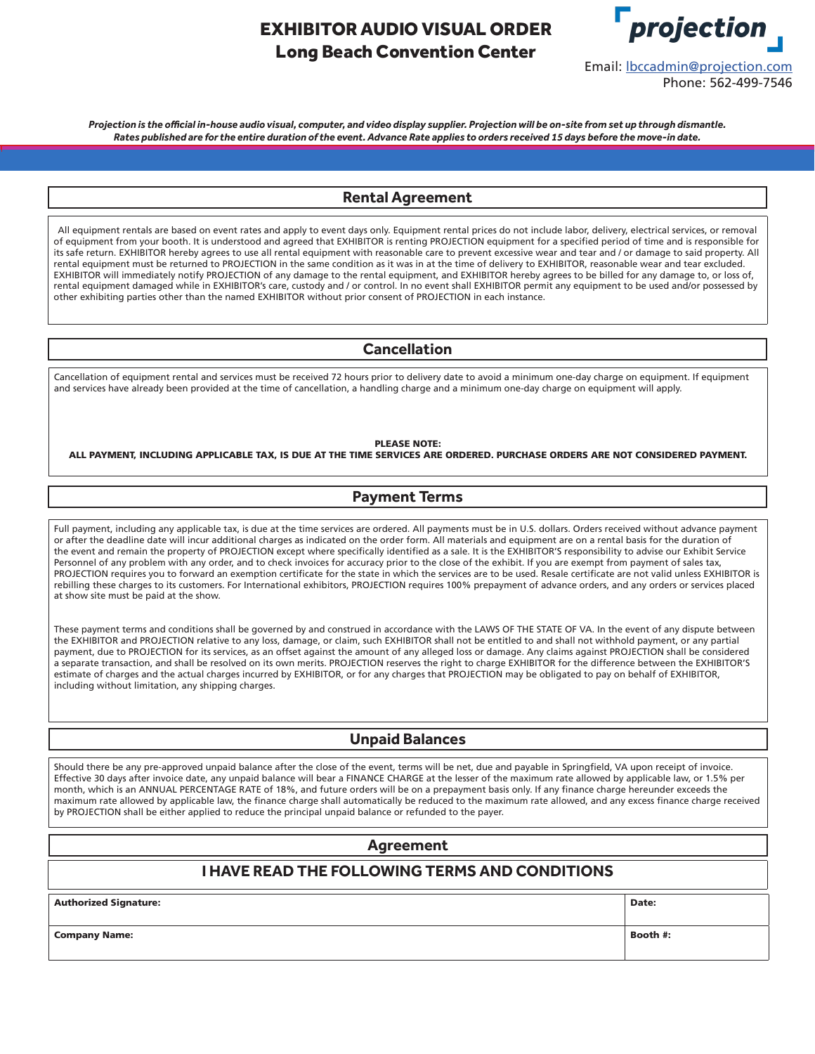# EXHIBITOR AUDIO VISUAL ORDER
## Long Beach Convention Center

projection

Email: lbccadmin@projection.com
Phone: 562-499-7546

***Projection is the official in-house audio visual, computer, and video display supplier. Projection will be on-site from set up through dismantle. Rates published are for the entire duration of the event. Advance Rate applies to orders received 15 days before the move-in date.***

## Rental Agreement

All equipment rentals are based on event rates and apply to event days only. Equipment rental prices do not include labor, delivery, electrical services, or removal of equipment from your booth. It is understood and agreed that EXHIBITOR is renting PROJECTION equipment for a specified period of time and is responsible for its safe return. EXHIBITOR hereby agrees to use all rental equipment with reasonable care to prevent excessive wear and tear and / or damage to said property. All rental equipment must be returned to PROJECTION in the same condition as it was in at the time of delivery to EXHIBITOR, reasonable wear and tear excluded. EXHIBITOR will immediately notify PROJECTION of any damage to the rental equipment, and EXHIBITOR hereby agrees to be billed for any damage to, or loss of, rental equipment damaged while in EXHIBITOR's care, custody and / or control. In no event shall EXHIBITOR permit any equipment to be used and/or possessed by other exhibiting parties other than the named EXHIBITOR without prior consent of PROJECTION in each instance.

## Cancellation

Cancellation of equipment rental and services must be received 72 hours prior to delivery date to avoid a minimum one-day charge on equipment. If equipment and services have already been provided at the time of cancellation, a handling charge and a minimum one-day charge on equipment will apply.

**PLEASE NOTE:**
**ALL PAYMENT, INCLUDING APPLICABLE TAX, IS DUE AT THE TIME SERVICES ARE ORDERED. PURCHASE ORDERS ARE NOT CONSIDERED PAYMENT.**

## Payment Terms

Full payment, including any applicable tax, is due at the time services are ordered. All payments must be in U.S. dollars. Orders received without advance payment or after the deadline date will incur additional charges as indicated on the order form. All materials and equipment are on a rental basis for the duration of the event and remain the property of PROJECTION except where specifically identified as a sale. It is the EXHIBITOR'S responsibility to advise our Exhibit Service Personnel of any problem with any order, and to check invoices for accuracy prior to the close of the exhibit. If you are exempt from payment of sales tax, PROJECTION requires you to forward an exemption certificate for the state in which the services are to be used. Resale certificate are not valid unless EXHIBITOR is rebilling these charges to its customers. For International exhibitors, PROJECTION requires 100% prepayment of advance orders, and any orders or services placed at show site must be paid at the show.

These payment terms and conditions shall be governed by and construed in accordance with the LAWS OF THE STATE OF VA. In the event of any dispute between the EXHIBITOR and PROJECTION relative to any loss, damage, or claim, such EXHIBITOR shall not be entitled to and shall not withhold payment, or any partial payment, due to PROJECTION for its services, as an offset against the amount of any alleged loss or damage. Any claims against PROJECTION shall be considered a separate transaction, and shall be resolved on its own merits. PROJECTION reserves the right to charge EXHIBITOR for the difference between the EXHIBITOR'S estimate of charges and the actual charges incurred by EXHIBITOR, or for any charges that PROJECTION may be obligated to pay on behalf of EXHIBITOR, including without limitation, any shipping charges.

## Unpaid Balances

Should there be any pre-approved unpaid balance after the close of the event, terms will be net, due and payable in Springfield, VA upon receipt of invoice. Effective 30 days after invoice date, any unpaid balance will bear a FINANCE CHARGE at the lesser of the maximum rate allowed by applicable law, or 1.5% per month, which is an ANNUAL PERCENTAGE RATE of 18%, and future orders will be on a prepayment basis only. If any finance charge hereunder exceeds the maximum rate allowed by applicable law, the finance charge shall automatically be reduced to the maximum rate allowed, and any excess finance charge received by PROJECTION shall be either applied to reduce the principal unpaid balance or refunded to the payer.

## Agreement

### I HAVE READ THE FOLLOWING TERMS AND CONDITIONS

| | |
|---|---|
| **Authorized Signature:** | **Date:** |
| **Company Name:** | **Booth #:** |